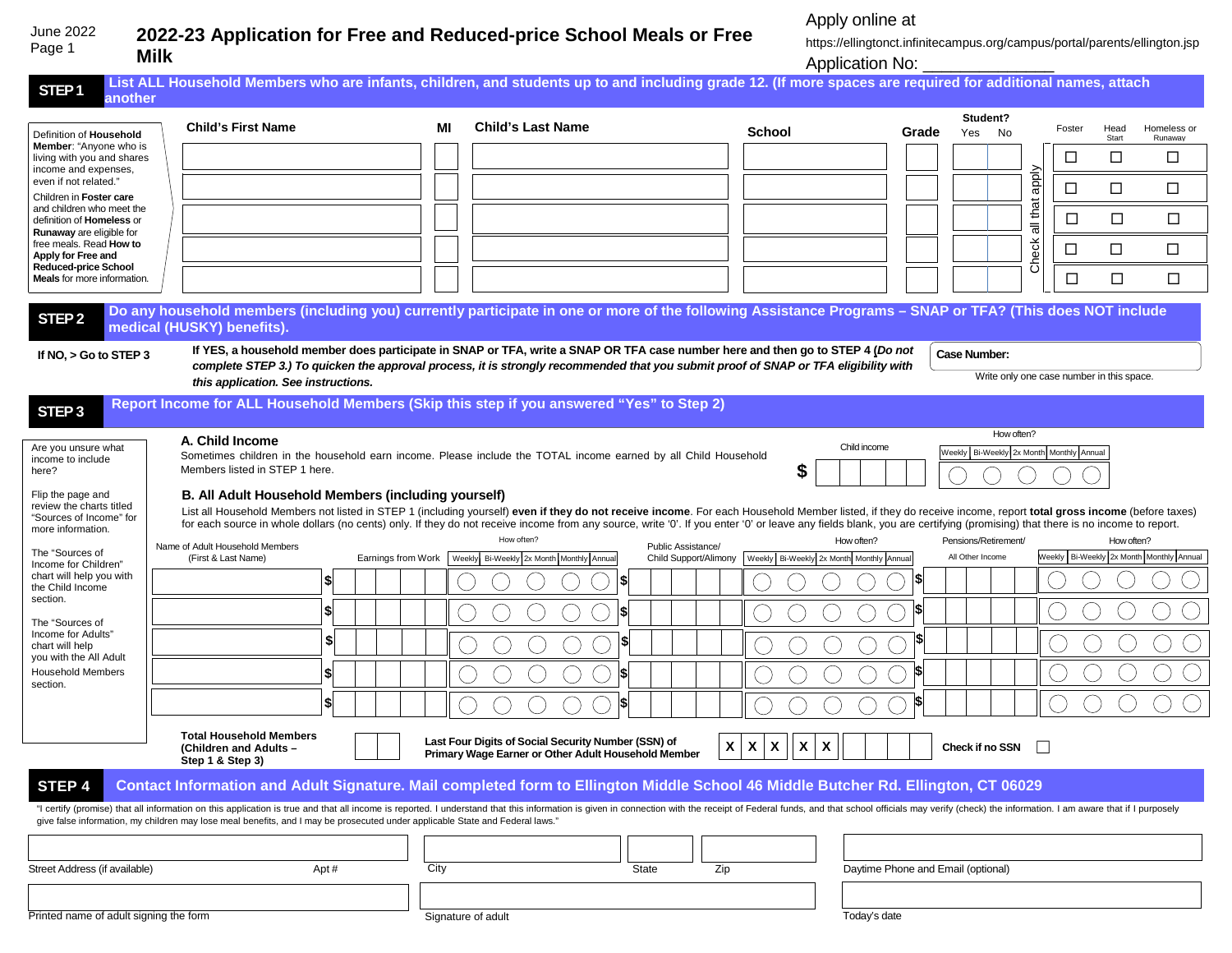June 2022
Page 1

# 2022-23 Application for Free and Reduced-price School Meals or Free Milk

Apply online at
https://ellingtonct.infinitecampus.org/campus/portal/parents/ellington.jsp
Application No: _______________

## STEP 1 List ALL Household Members who are infants, children, and students up to and including grade 12. (If more spaces are required for additional names, attach another

Definition of **Household Member**: "Anyone who is living with you and shares income and expenses, even if not related."

Children in **Foster care** and children who meet the definition of **Homeless** or **Runaway** are eligible for free meals. Read **How to Apply for Free and Reduced-price School Meals** for more information.

| Child's First Name | MI | Child's Last Name | School | Grade | Student? Yes | Student? No | Foster | Head Start | Homeless or Runaway |
|---|---|---|---|---|---|---|---|---|---|
| | | | | | | | ☐ | ☐ | ☐ |
| | | | | | | | ☐ | ☐ | ☐ |
| | | | | | | | ☐ | ☐ | ☐ |
| | | | | | | | ☐ | ☐ | ☐ |
| | | | | | | | ☐ | ☐ | ☐ |

Check all that apply

## STEP 2 Do any household members (including you) currently participate in one or more of the following Assistance Programs – SNAP or TFA? (This does NOT include medical (HUSKY) benefits).

**If NO, > Go to STEP 3**

**If YES, a household member does participate in SNAP or TFA, write a SNAP OR TFA case number here and then go to STEP 4 (*Do not complete STEP 3.) To quicken the approval process, it is strongly recommended that you submit proof of SNAP or TFA eligibility with this application. See instructions.***

**Case Number:**

Write only one case number in this space.

## STEP 3 Report Income for ALL Household Members (Skip this step if you answered "Yes" to Step 2)

Are you unsure what income to include here?

Flip the page and review the charts titled "Sources of Income" for more information.

The "Sources of Income for Children" chart will help you with the Child Income section.

The "Sources of Income for Adults" chart will help you with the All Adult Household Members section.

### A. Child Income

Sometimes children in the household earn income. Please include the TOTAL income earned by all Child Household Members listed in STEP 1 here.

| Child income | How often? Weekly | Bi-Weekly | 2x Month | Monthly | Annual |
|---|---|---|---|---|---|
| $ | ◯ | ◯ | ◯ | ◯ | ◯ |

### B. All Adult Household Members (including yourself)

List all Household Members not listed in STEP 1 (including yourself) **even if they do not receive income**. For each Household Member listed, if they do receive income, report **total gross income** (before taxes) for each source in whole dollars (no cents) only. If they do not receive income from any source, write '0'. If you enter '0' or leave any fields blank, you are certifying (promising) that there is no income to report.

| Name of Adult Household Members (First & Last Name) | Earnings from Work | How often? Weekly / Bi-Weekly / 2x Month / Monthly / Annual | Public Assistance/ Child Support/Alimony | How often? Weekly / Bi-Weekly / 2x Month / Monthly / Annual | Pensions/Retirement/ All Other Income | How often? Weekly / Bi-Weekly / 2x Month / Monthly / Annual |
|---|---|---|---|---|---|---|
| | $ | ◯ ◯ ◯ ◯ ◯ | $ | ◯ ◯ ◯ ◯ ◯ | $ | ◯ ◯ ◯ ◯ ◯ |
| | $ | ◯ ◯ ◯ ◯ ◯ | $ | ◯ ◯ ◯ ◯ ◯ | $ | ◯ ◯ ◯ ◯ ◯ |
| | $ | ◯ ◯ ◯ ◯ ◯ | $ | ◯ ◯ ◯ ◯ ◯ | $ | ◯ ◯ ◯ ◯ ◯ |
| | $ | ◯ ◯ ◯ ◯ ◯ | $ | ◯ ◯ ◯ ◯ ◯ | $ | ◯ ◯ ◯ ◯ ◯ |
| | $ | ◯ ◯ ◯ ◯ ◯ | $ | ◯ ◯ ◯ ◯ ◯ | $ | ◯ ◯ ◯ ◯ ◯ |

**Total Household Members (Children and Adults – Step 1 & Step 3)** [ ][ ]

**Last Four Digits of Social Security Number (SSN) of Primary Wage Earner or Other Adult Household Member** X X X – X X – [ ][ ][ ][ ]

**Check if no SSN** ☐

## STEP 4 Contact Information and Adult Signature. Mail completed form to Ellington Middle School 46 Middle Butcher Rd. Ellington, CT 06029

"I certify (promise) that all information on this application is true and that all income is reported. I understand that this information is given in connection with the receipt of Federal funds, and that school officials may verify (check) the information. I am aware that if I purposely give false information, my children may lose meal benefits, and I may be prosecuted under applicable State and Federal laws."

| Street Address (if available) | Apt # | City | State | Zip | Daytime Phone and Email (optional) |
|---|---|---|---|---|---|
| | | | | | |

| Printed name of adult signing the form | Signature of adult | Today's date |
|---|---|---|
| | | |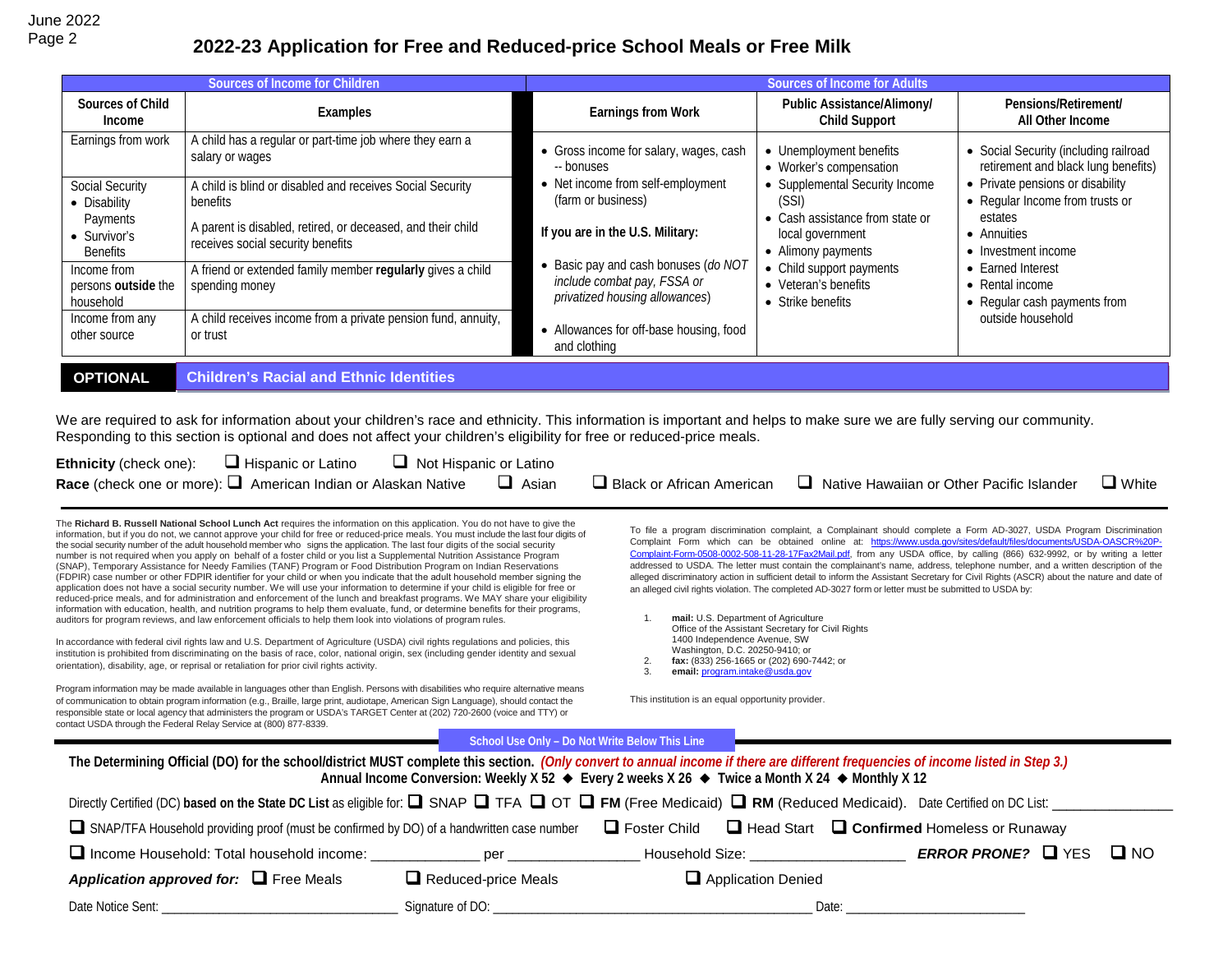# 2022-23 Application for Free and Reduced-price School Meals or Free Milk

| Sources of Income for Children | | | Sources of Income for Adults | |
|---|---|---|---|---|
| **Sources of Child Income** | **Examples** | **Earnings from Work** | **Public Assistance/Alimony/ Child Support** | **Pensions/Retirement/ All Other Income** |
| Earnings from work | A child has a regular or part-time job where they earn a salary or wages | • Gross income for salary, wages, cash -- bonuses<br>• Net income from self-employment (farm or business)<br><br>**If you are in the U.S. Military:**<br><br>• Basic pay and cash bonuses (*do NOT include combat pay, FSSA or privatized housing allowances*)<br>• Allowances for off-base housing, food and clothing | • Unemployment benefits<br>• Worker's compensation<br>• Supplemental Security Income (SSI)<br>• Cash assistance from state or local government<br>• Alimony payments<br>• Child support payments<br>• Veteran's benefits<br>• Strike benefits | • Social Security (including railroad retirement and black lung benefits)<br>• Private pensions or disability<br>• Regular Income from trusts or estates<br>• Annuities<br>• Investment income<br>• Earned Interest<br>• Rental income<br>• Regular cash payments from outside household |
| Social Security<br>• Disability Payments<br>• Survivor's Benefits | A child is blind or disabled and receives Social Security benefits<br><br>A parent is disabled, retired, or deceased, and their child receives social security benefits | | | |
| Income from persons **outside** the household | A friend or extended family member **regularly** gives a child spending money | | | |
| Income from any other source | A child receives income from a private pension fund, annuity, or trust | | | |

## OPTIONAL — Children's Racial and Ethnic Identities

We are required to ask for information about your children's race and ethnicity. This information is important and helps to make sure we are fully serving our community. Responding to this section is optional and does not affect your children's eligibility for free or reduced-price meals.

**Ethnicity** (check one): ☐ Hispanic or Latino ☐ Not Hispanic or Latino

**Race** (check one or more): ☐ American Indian or Alaskan Native ☐ Asian ☐ Black or African American ☐ Native Hawaiian or Other Pacific Islander ☐ White

The **Richard B. Russell National School Lunch Act** requires the information on this application. You do not have to give the information, but if you do not, we cannot approve your child for free or reduced-price meals. You must include the last four digits of the social security number of the adult household member who signs the application. The last four digits of the social security number is not required when you apply on behalf of a foster child or you list a Supplemental Nutrition Assistance Program (SNAP), Temporary Assistance for Needy Families (TANF) Program or Food Distribution Program on Indian Reservations (FDPIR) case number or other FDPIR identifier for your child or when you indicate that the adult household member signing the application does not have a social security number. We will use your information to determine if your child is eligible for free or reduced-price meals, and for administration and enforcement of the lunch and breakfast programs. We MAY share your eligibility information with education, health, and nutrition programs to help them evaluate, fund, or determine benefits for their programs, auditors for program reviews, and law enforcement officials to help them look into violations of program rules.

In accordance with federal civil rights law and U.S. Department of Agriculture (USDA) civil rights regulations and policies, this institution is prohibited from discriminating on the basis of race, color, national origin, sex (including gender identity and sexual orientation), disability, age, or reprisal or retaliation for prior civil rights activity.

Program information may be made available in languages other than English. Persons with disabilities who require alternative means of communication to obtain program information (e.g., Braille, large print, audiotape, American Sign Language), should contact the responsible state or local agency that administers the program or USDA's TARGET Center at (202) 720-2600 (voice and TTY) or contact USDA through the Federal Relay Service at (800) 877-8339.

To file a program discrimination complaint, a Complainant should complete a Form AD-3027, USDA Program Discrimination Complaint Form which can be obtained online at: https://www.usda.gov/sites/default/files/documents/USDA-OASCR%20P-Complaint-Form-0508-0002-508-11-28-17Fax2Mail.pdf, from any USDA office, by calling (866) 632-9992, or by writing a letter addressed to USDA. The letter must contain the complainant's name, address, telephone number, and a written description of the alleged discriminatory action in sufficient detail to inform the Assistant Secretary for Civil Rights (ASCR) about the nature and date of an alleged civil rights violation. The completed AD-3027 form or letter must be submitted to USDA by:

1. **mail:** U.S. Department of Agriculture
   Office of the Assistant Secretary for Civil Rights
   1400 Independence Avenue, SW
   Washington, D.C. 20250-9410; or
2. **fax:** (833) 256-1665 or (202) 690-7442; or
3. **email:** program.intake@usda.gov

This institution is an equal opportunity provider.

### School Use Only – Do Not Write Below This Line

**The Determining Official (DO) for the school/district MUST complete this section.** ***(Only convert to annual income if there are different frequencies of income listed in Step 3.)***

**Annual Income Conversion: Weekly X 52 ◆ Every 2 weeks X 26 ◆ Twice a Month X 24 ◆ Monthly X 12**

Directly Certified (DC) **based on the State DC List** as eligible for: ☐ SNAP ☐ TFA ☐ OT ☐ **FM** (Free Medicaid) ☐ **RM** (Reduced Medicaid). Date Certified on DC List: ________________

☐ SNAP/TFA Household providing proof (must be confirmed by DO) of a handwritten case number ☐ Foster Child ☐ Head Start ☐ **Confirmed** Homeless or Runaway

☐ Income Household: Total household income: _____________ per ________________ Household Size: ___________________ ***ERROR PRONE?*** ☐ YES ☐ NO

***Application approved for:*** ☐ Free Meals ☐ Reduced-price Meals ☐ Application Denied

Date Notice Sent: __________________________________ Signature of DO: ______________________________________________ Date: __________________________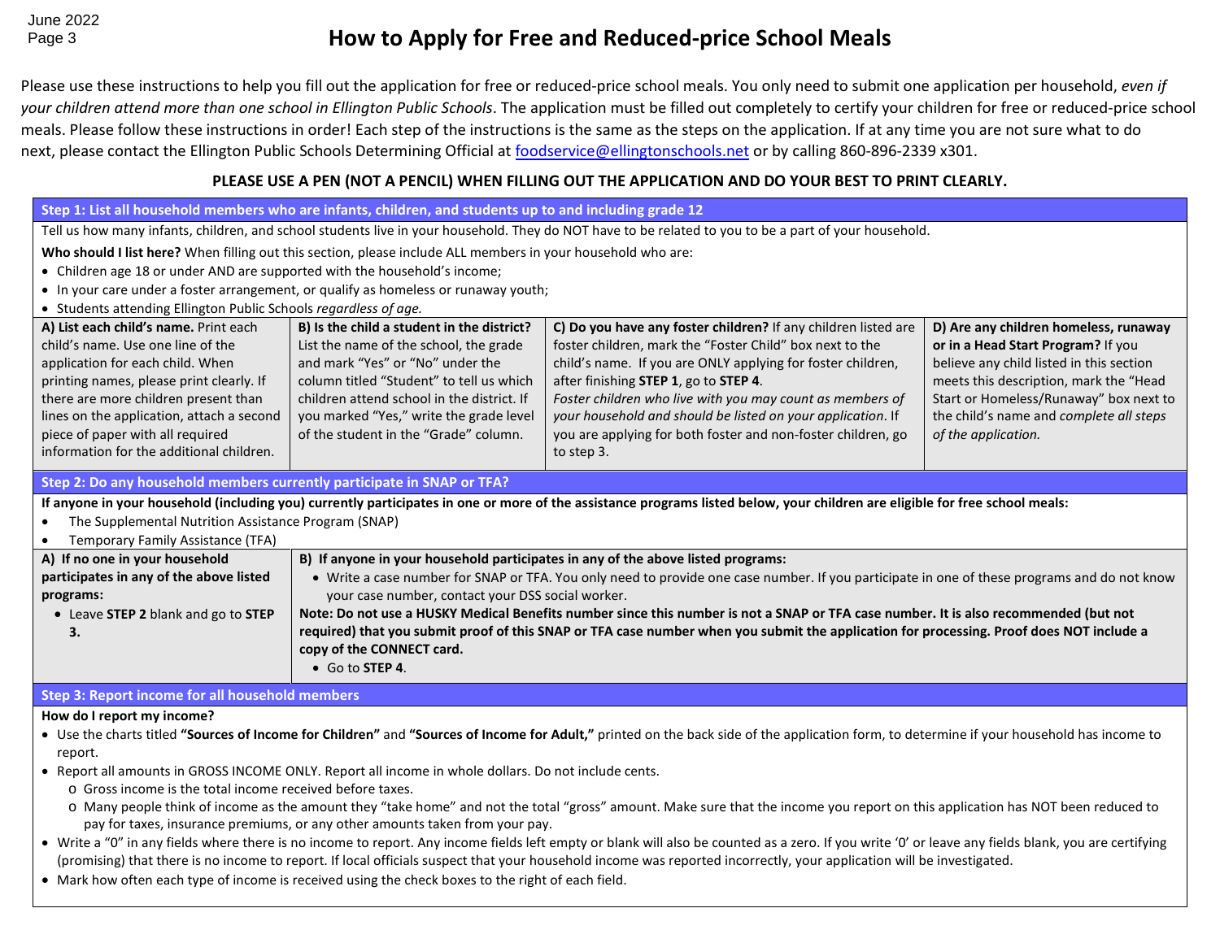# How to Apply for Free and Reduced-price School Meals

Please use these instructions to help you fill out the application for free or reduced-price school meals. You only need to submit one application per household, *even if your children attend more than one school in Ellington Public Schools*. The application must be filled out completely to certify your children for free or reduced-price school meals. Please follow these instructions in order! Each step of the instructions is the same as the steps on the application. If at any time you are not sure what to do next, please contact the Ellington Public Schools Determining Official at foodservice@ellingtonschools.net or by calling 860-896-2339 x301.

**PLEASE USE A PEN (NOT A PENCIL) WHEN FILLING OUT THE APPLICATION AND DO YOUR BEST TO PRINT CLEARLY.**

## Step 1: List all household members who are infants, children, and students up to and including grade 12

Tell us how many infants, children, and school students live in your household. They do NOT have to be related to you to be a part of your household.

**Who should I list here?** When filling out this section, please include ALL members in your household who are:

- Children age 18 or under AND are supported with the household's income;
- In your care under a foster arrangement, or qualify as homeless or runaway youth;
- Students attending Ellington Public Schools *regardless of age.*

| A) List each child's name. | B) Is the child a student in the district? | C) Do you have any foster children? | D) Are any children homeless, runaway or in a Head Start Program? |
|---|---|---|---|
| Print each child's name. Use one line of the application for each child. When printing names, please print clearly. If there are more children present than lines on the application, attach a second piece of paper with all required information for the additional children. | List the name of the school, the grade and mark "Yes" or "No" under the column titled "Student" to tell us which children attend school in the district. If you marked "Yes," write the grade level of the student in the "Grade" column. | If any children listed are foster children, mark the "Foster Child" box next to the child's name. If you are ONLY applying for foster children, after finishing **STEP 1**, go to **STEP 4**. *Foster children who live with you may count as members of your household and should be listed on your application*. If you are applying for both foster and non-foster children, go to step 3. | If you believe any child listed in this section meets this description, mark the "Head Start or Homeless/Runaway" box next to the child's name and *complete all steps of the application.* |

## Step 2: Do any household members currently participate in SNAP or TFA?

**If anyone in your household (including you) currently participates in one or more of the assistance programs listed below, your children are eligible for free school meals:**

- The Supplemental Nutrition Assistance Program (SNAP)
- Temporary Family Assistance (TFA)

| A) If no one in your household participates in any of the above listed programs: | B) If anyone in your household participates in any of the above listed programs: |
|---|---|
| • Leave **STEP 2** blank and go to **STEP 3.** | • Write a case number for SNAP or TFA. You only need to provide one case number. If you participate in one of these programs and do not know your case number, contact your DSS social worker.<br>**Note: Do not use a HUSKY Medical Benefits number since this number is not a SNAP or TFA case number. It is also recommended (but not required) that you submit proof of this SNAP or TFA case number when you submit the application for processing. Proof does NOT include a copy of the CONNECT card.**<br>• Go to **STEP 4**. |

## Step 3: Report income for all household members

**How do I report my income?**

- Use the charts titled **"Sources of Income for Children"** and **"Sources of Income for Adult,"** printed on the back side of the application form, to determine if your household has income to report.
- Report all amounts in GROSS INCOME ONLY. Report all income in whole dollars. Do not include cents.
  - Gross income is the total income received before taxes.
  - Many people think of income as the amount they "take home" and not the total "gross" amount. Make sure that the income you report on this application has NOT been reduced to pay for taxes, insurance premiums, or any other amounts taken from your pay.
- Write a "0" in any fields where there is no income to report. Any income fields left empty or blank will also be counted as a zero. If you write '0' or leave any fields blank, you are certifying (promising) that there is no income to report. If local officials suspect that your household income was reported incorrectly, your application will be investigated.
- Mark how often each type of income is received using the check boxes to the right of each field.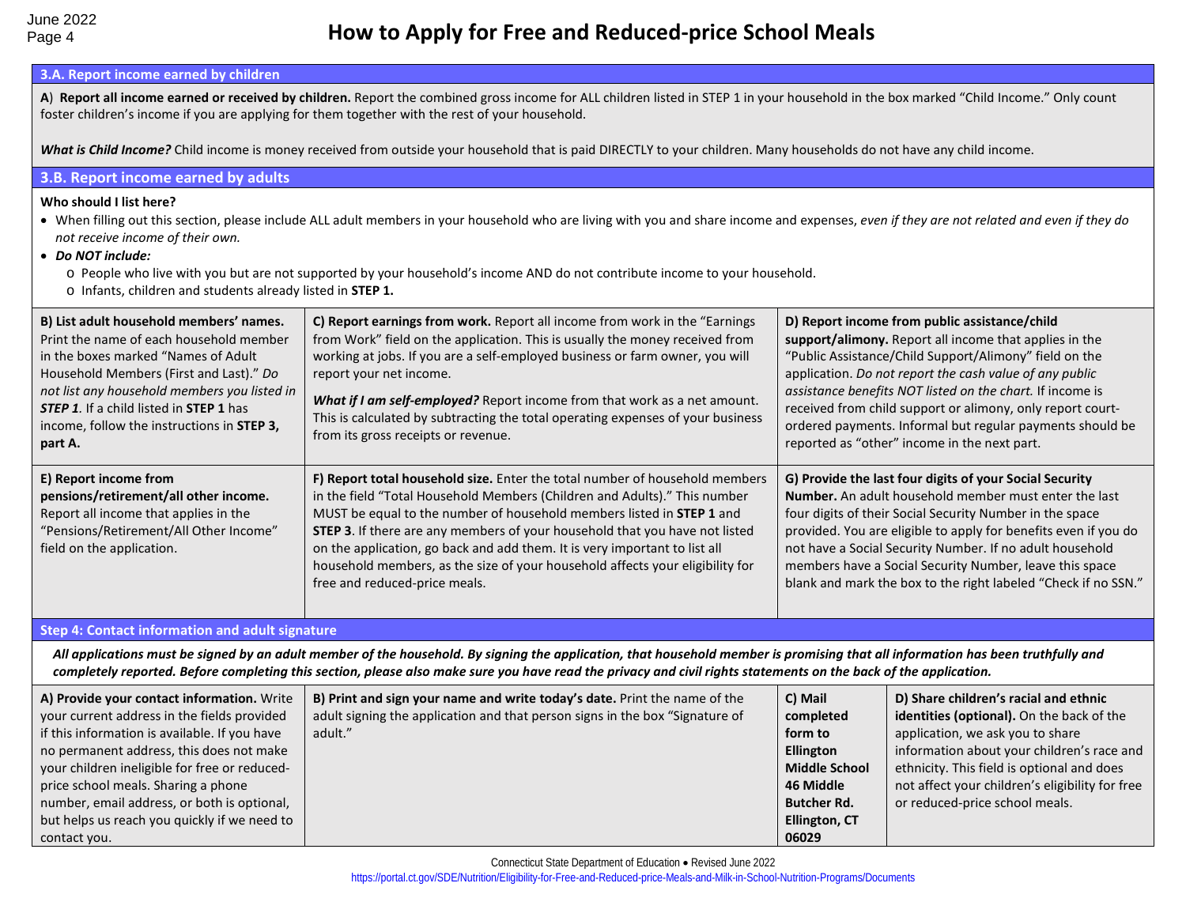# How to Apply for Free and Reduced-price School Meals

## 3.A. Report income earned by children

**A**) **Report all income earned or received by children.** Report the combined gross income for ALL children listed in STEP 1 in your household in the box marked "Child Income." Only count foster children's income if you are applying for them together with the rest of your household.

***What is Child Income?*** Child income is money received from outside your household that is paid DIRECTLY to your children. Many households do not have any child income.

## 3.B. Report income earned by adults

**Who should I list here?**

- When filling out this section, please include ALL adult members in your household who are living with you and share income and expenses, *even if they are not related and even if they do not receive income of their own.*
- ***Do NOT include:***
  - People who live with you but are not supported by your household's income AND do not contribute income to your household.
  - Infants, children and students already listed in **STEP 1.**

**B) List adult household members' names.** Print the name of each household member in the boxes marked "Names of Adult Household Members (First and Last)." *Do not list any household members you listed in **STEP 1**.* If a child listed in **STEP 1** has income, follow the instructions in **STEP 3, part A.**

**C) Report earnings from work.** Report all income from work in the "Earnings from Work" field on the application. This is usually the money received from working at jobs. If you are a self-employed business or farm owner, you will report your net income.

***What if I am self-employed?*** Report income from that work as a net amount. This is calculated by subtracting the total operating expenses of your business from its gross receipts or revenue.

**D) Report income from public assistance/child support/alimony.** Report all income that applies in the "Public Assistance/Child Support/Alimony" field on the application. *Do not report the cash value of any public assistance benefits NOT listed on the chart.* If income is received from child support or alimony, only report court-ordered payments. Informal but regular payments should be reported as "other" income in the next part.

**E) Report income from pensions/retirement/all other income.** Report all income that applies in the "Pensions/Retirement/All Other Income" field on the application.

**F) Report total household size.** Enter the total number of household members in the field "Total Household Members (Children and Adults)." This number MUST be equal to the number of household members listed in **STEP 1** and **STEP 3**. If there are any members of your household that you have not listed on the application, go back and add them. It is very important to list all household members, as the size of your household affects your eligibility for free and reduced-price meals.

**G) Provide the last four digits of your Social Security Number.** An adult household member must enter the last four digits of their Social Security Number in the space provided. You are eligible to apply for benefits even if you do not have a Social Security Number. If no adult household members have a Social Security Number, leave this space blank and mark the box to the right labeled "Check if no SSN."

## Step 4: Contact information and adult signature

***All applications must be signed by an adult member of the household. By signing the application, that household member is promising that all information has been truthfully and completely reported. Before completing this section, please also make sure you have read the privacy and civil rights statements on the back of the application.***

**A) Provide your contact information.** Write your current address in the fields provided if this information is available. If you have no permanent address, this does not make your children ineligible for free or reduced-price school meals. Sharing a phone number, email address, or both is optional, but helps us reach you quickly if we need to contact you.

**B) Print and sign your name and write today's date.** Print the name of the adult signing the application and that person signs in the box "Signature of adult."

**C) Mail completed form to Ellington Middle School 46 Middle Butcher Rd. Ellington, CT 06029**

**D) Share children's racial and ethnic identities (optional).** On the back of the application, we ask you to share information about your children's race and ethnicity. This field is optional and does not affect your children's eligibility for free or reduced-price school meals.

Connecticut State Department of Education • Revised June 2022
https://portal.ct.gov/SDE/Nutrition/Eligibility-for-Free-and-Reduced-price-Meals-and-Milk-in-School-Nutrition-Programs/Documents